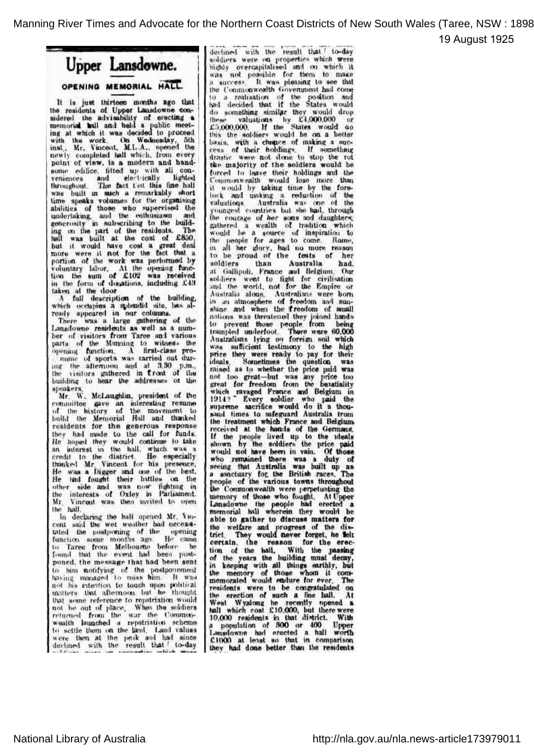# Upper Lansdowne.

## OPENING MEMORIAL HALL.

It is just thirteen months ago that the residents of Upper Lansdowne considered the advisability of erecting a memorial hall and held a public meeting at which it was decided to proceed with the work. On Wednesday, 5th inst., Mr. Vincent, M.L.A., opened the newly completed hall which, from every point of view, is a modern and handsome edifice, fitted up with all conveniences and electrically lighted throughout. The fact that this fine hall was built in such a remarkably short time speaks volumes for the organising abilities of those who supervised the undertaking, and the enthusiasm and generosity in subscribing to the building on the part of the residents. The hall was built at the cost of £850, but it would have cost a great deal more were it not for the fact that a portion of the work was performed by voluntary labor. At the opening function the sum of £102 was received in the form of donations, including £43 taken at the door.

A full description of the building, which occupies a splendid site, has already appeared in our columns.

There was a large gathering of the Lansdowne residents as well as a number of visitors from Taree and various parts of the Manning to witness the opening function. A first-class programme of sports was carried out during the afternoon and at 3.30 p.m., the visitors gathered in front of the building to hear the addresses of the speakers.

Mr. W. McLaughlin, president of the committee gave an interesting resume of the history of the movement to build the Memorial Hall and thanked residents for the generous response they had made to the call for funds. He hoped they would continue to take an interest in the hall, which was a credit to the district. He especially thanked Mr. Vincent for his presence. He was a Digger and one of the best. He had fought their battles on the other side and was now fighting in the interests of Oxley in Parliament. Mr. Vincent was then invited to open the hall.

In declaring the hall opened Mr. Vincent said the wet weather had necessitated the postponing of the opening function some months ago. He came to Taree from Melbourne before he found that the event had been postponed, the message that had been sent to him notifying of the postponement having managed to miss him. It was not his intention to touch upon political matters that afternoon but he thought that some reference to repatriation would not be out of place. When the soldiers returned from the war the Commonwealth launched a repatriation scheme to settle them on the land. Land values were then at the peak and had since declined with the result that to-day soldiers were on properties which were highly overcapitalised and on which it was not possible for them to make a success. It was pleasing to see that the Commonwealth Government had come to a realisation of the position and had decided that if the States would do something similar they would drop these valuations by £4,000,000 or £5,000,000. If the States would do this the soldiers would be on a better basis, with a chance of making a success of their holdings. If something drastic were not done to stop the rot the majority of the soldiers would be forced to leave their holdings and the Commonwealth would lose more than it would by taking time by the forelock and making a reduction of the valuations. Australia was one of the youngest countries but she had, through the courage of her sons and daughters, gathered a wealth of tradition which would be a source of inspiration to the people for ages to come. Rome, in all her glory, had no more reason to be proud of the feats of her soldiers than Australia had, at Gallipoli, France and Belgium. Our soldiers went to fight for civilisation and the world, not for the Empire or Australia alone. Australians were born in an atmosphere of freedom and sunshine and when the freedom of small nations was threatened they joined hands to prevent those people from being trampled underfoot. There were 60,000 Australians lying on foreign soil which was sufficient testimony to the high price they were ready to pay for their ideals. Sometimes the question was raised as to whether the price paid was not too great—but was any price too great for freedom from the bestiality which ravaged France and Belgium in 1914? Every soldier who paid the supreme sacrifice would do it a thousand times to safeguard Australia from the treatment which France and Belgium received at the hands of the Germans. If the people lived up to the ideals shown by the soldiers the price paid would not have been in vain. Of those who remained there was a duty of seeing that Australia was built up as a sanctuary for the British races. The people of the various towns throughout the Commonwealth were perpetuating the memory of those who fought. At Upper Lansdowne the people had erected a memorial hall wherein they would be able to gather to discuss matters for the welfare and progress of the district. They would never forget, he felt certain, the reason for the erection of the hall. With the passing of the years the building must decay, in keeping with all things earthly, but the memory of those whom it commemorated would endure for ever. The residents were to be congratulated on the erection of such a fine hall. At West Wyalong he recently opened a hall which cost £10,000, but there were 10,000 residents in that district. With a population of 300 or 400 Upper Lansdowne had erected a hall worth £1000 at least so that in comparison they had done better than the residents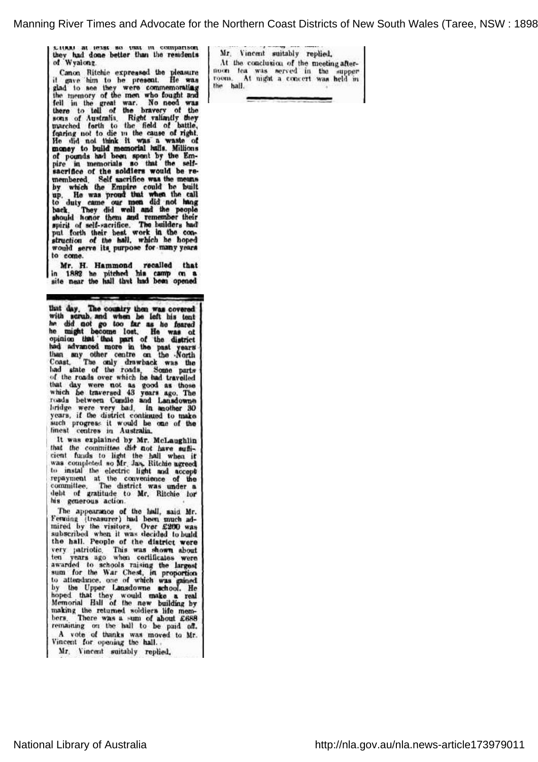£1000 at least so that in comparison they had done better than the residents of Wyalong.

Canon Ritchie expressed the pleasure it gave him to be present. He was glad to see they were commemorating the memory of the men who fought and fell in the great war. No need was there to tell of the bravery of the sons of Australia. Right valiantly they marched forth to the field of battle, fearing not to die in the cause of right. He did not think it was a waste of money to build memorial halls. Millions of pounds had been spent by the Empire in memorials so that the self-sacrifice of the soldiers would be remembered. Self sacrifice was the means by which the Empire could be built up. He was proud that when the call to duty came our men did not hang back. They did well and the people should honor them and remember their spirit of self-sacrifice. The builders had put forth their best work in the construction of the hall, which he hoped would serve its purpose for many years to come.

Mr. H. Hammond recalled that in 1882 he pitched his camp on a site near the hall that had been opened that day. The country then was covered with scrub, and when he left his tent he did not go too far as he feared he might become lost. He was of opinion that that part of the district had advanced more in the past years than any other centre on the North Coast. The only drawback was the bad state of the roads. Some parts of the roads over which he had travelled that day were not as good as those which he traversed 43 years ago. The roads between Cundle and Lansdowne bridge were very bad. In another 30 years, if the district continued to make such progress it would be one of the finest centres in Australia.

It was explained by Mr. McLaughlin that the committee did not have sufficient funds to light the hall when it was completed so Mr. Jas. Ritchie agreed to instal the electric light and accept repayment at the convenience of the committee. The district was under a debt of gratitude to Mr. Ritchie for his generous action.

The appearance of the hall, said Mr. Fenning (treasurer) had been much admired by the visitors. Over £200 was subscribed when it was decided to build the hall. People of the district were very patriotic. This was shown about ten years ago when certificates were awarded to schools raising the largest sum for the War Chest, in proportion to attendance, one of which was gained by the Upper Lansdowne school. He hoped that they would make a real Memorial Hall of the new building by making the returned soldiers life members. There was a sum of about £688 remaining on the hall to be paid off.

A vote of thanks was moved to Mr. Vincent for opening the hall.

Mr. Vincent suitably replied.

At the conclusion of the meeting afternoon tea was served in the supper room. At night a concert was held in the hall.